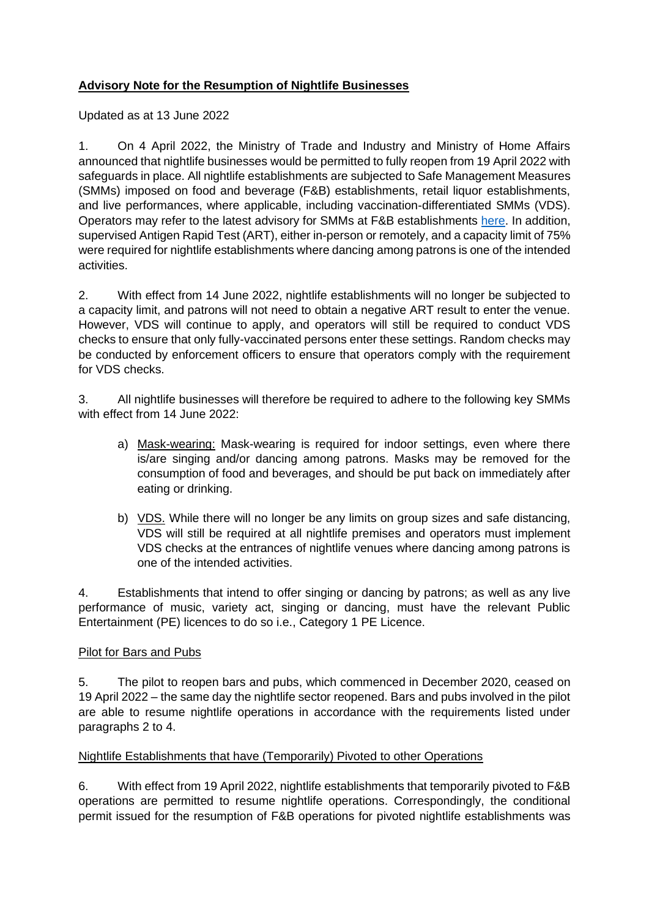**<u>Advisory Note for the Resumption of Nightlife Businesses</u>**

Updated as at 13 June 2022

1. On 4 April 2022, the Ministry of Trade and Industry and Ministry of Home Affairs announced that nightlife businesses would be permitted to fully reopen from 19 April 2022 with safeguards in place. All nightlife establishments are subjected to Safe Management Measures (SMMs) imposed on food and beverage (F&B) establishments, retail liquor establishments, and live performances, where applicable, including vaccination-differentiated SMMs (VDS). Operators may refer to the latest advisory for SMMs at F&B establishments here. In addition, supervised Antigen Rapid Test (ART), either in-person or remotely, and a capacity limit of 75% were required for nightlife establishments where dancing among patrons is one of the intended activities.

2. With effect from 14 June 2022, nightlife establishments will no longer be subjected to a capacity limit, and patrons will not need to obtain a negative ART result to enter the venue. However, VDS will continue to apply, and operators will still be required to conduct VDS checks to ensure that only fully-vaccinated persons enter these settings. Random checks may be conducted by enforcement officers to ensure that operators comply with the requirement for VDS checks.

3. All nightlife businesses will therefore be required to adhere to the following key SMMs with effect from 14 June 2022:

   a) <u>Mask-wearing:</u> Mask-wearing is required for indoor settings, even where there is/are singing and/or dancing among patrons. Masks may be removed for the consumption of food and beverages, and should be put back on immediately after eating or drinking.

   b) <u>VDS.</u> While there will no longer be any limits on group sizes and safe distancing, VDS will still be required at all nightlife premises and operators must implement VDS checks at the entrances of nightlife venues where dancing among patrons is one of the intended activities.

4. Establishments that intend to offer singing or dancing by patrons; as well as any live performance of music, variety act, singing or dancing, must have the relevant Public Entertainment (PE) licences to do so i.e., Category 1 PE Licence.

<u>Pilot for Bars and Pubs</u>

5. The pilot to reopen bars and pubs, which commenced in December 2020, ceased on 19 April 2022 – the same day the nightlife sector reopened. Bars and pubs involved in the pilot are able to resume nightlife operations in accordance with the requirements listed under paragraphs 2 to 4.

<u>Nightlife Establishments that have (Temporarily) Pivoted to other Operations</u>

6. With effect from 19 April 2022, nightlife establishments that temporarily pivoted to F&B operations are permitted to resume nightlife operations. Correspondingly, the conditional permit issued for the resumption of F&B operations for pivoted nightlife establishments was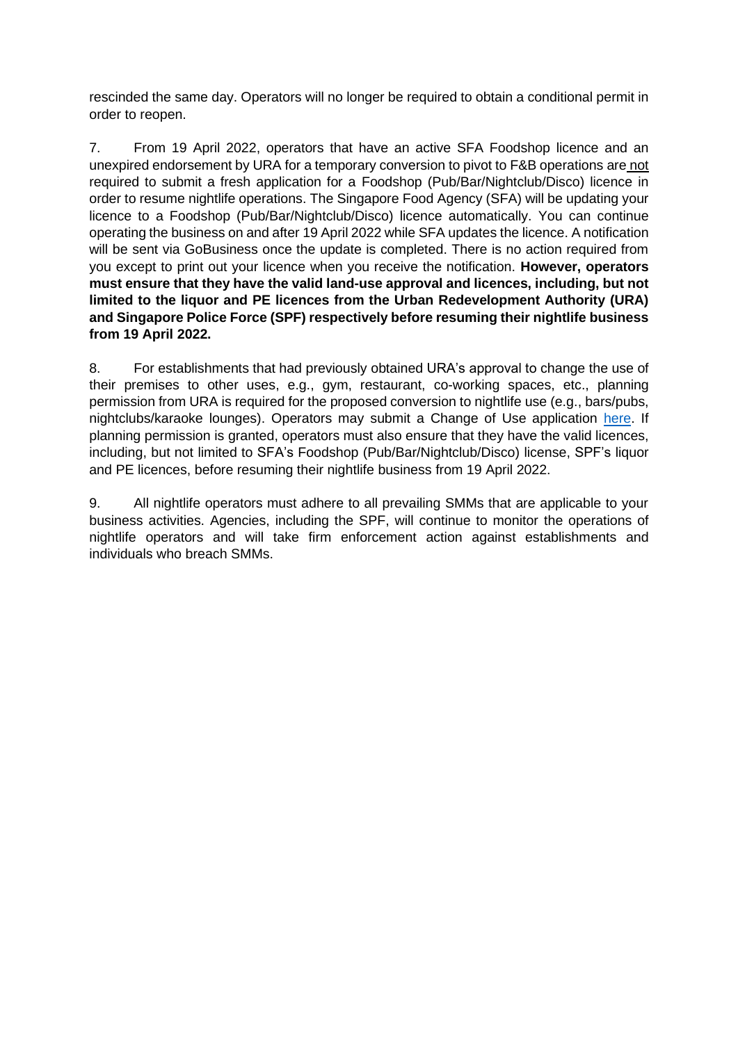rescinded the same day. Operators will no longer be required to obtain a conditional permit in order to reopen.

7. From 19 April 2022, operators that have an active SFA Foodshop licence and an unexpired endorsement by URA for a temporary conversion to pivot to F&B operations are not required to submit a fresh application for a Foodshop (Pub/Bar/Nightclub/Disco) licence in order to resume nightlife operations. The Singapore Food Agency (SFA) will be updating your licence to a Foodshop (Pub/Bar/Nightclub/Disco) licence automatically. You can continue operating the business on and after 19 April 2022 while SFA updates the licence. A notification will be sent via GoBusiness once the update is completed. There is no action required from you except to print out your licence when you receive the notification. **However, operators must ensure that they have the valid land-use approval and licences, including, but not limited to the liquor and PE licences from the Urban Redevelopment Authority (URA) and Singapore Police Force (SPF) respectively before resuming their nightlife business from 19 April 2022.**

8. For establishments that had previously obtained URA's approval to change the use of their premises to other uses, e.g., gym, restaurant, co-working spaces, etc., planning permission from URA is required for the proposed conversion to nightlife use (e.g., bars/pubs, nightclubs/karaoke lounges). Operators may submit a Change of Use application here. If planning permission is granted, operators must also ensure that they have the valid licences, including, but not limited to SFA's Foodshop (Pub/Bar/Nightclub/Disco) license, SPF's liquor and PE licences, before resuming their nightlife business from 19 April 2022.

9. All nightlife operators must adhere to all prevailing SMMs that are applicable to your business activities. Agencies, including the SPF, will continue to monitor the operations of nightlife operators and will take firm enforcement action against establishments and individuals who breach SMMs.